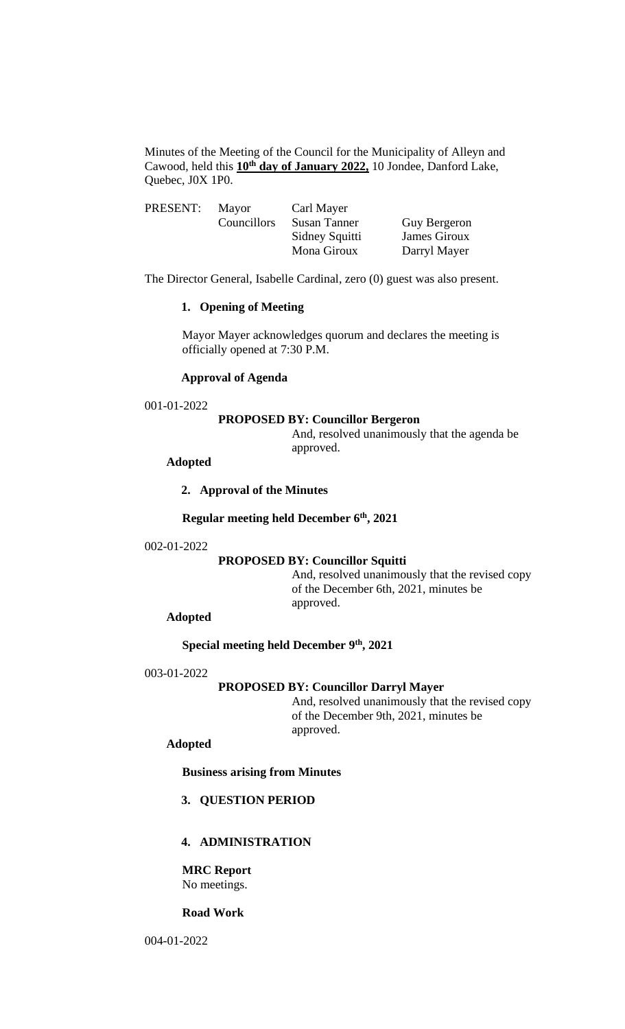Minutes of the Meeting of the Council for the Municipality of Alleyn and Cawood, held this **10th day of January 2022,** 10 Jondee, Danford Lake, Quebec, J0X 1P0.

| PRESENT: | Mayor | Carl Mayer | |
|---|---|---|---|
| | Councillors | Susan Tanner | Guy Bergeron |
| | | Sidney Squitti | James Giroux |
| | | Mona Giroux | Darryl Mayer |

The Director General, Isabelle Cardinal, zero (0) guest was also present.

**1. Opening of Meeting**

Mayor Mayer acknowledges quorum and declares the meeting is officially opened at 7:30 P.M.

**Approval of Agenda**

001-01-2022

**PROPOSED BY: Councillor Bergeron**

And, resolved unanimously that the agenda be approved.

**Adopted**

**2. Approval of the Minutes**

**Regular meeting held December 6th, 2021**

002-01-2022

**PROPOSED BY: Councillor Squitti**

And, resolved unanimously that the revised copy of the December 6th, 2021, minutes be approved.

**Adopted**

**Special meeting held December 9th, 2021**

003-01-2022

**PROPOSED BY: Councillor Darryl Mayer**

And, resolved unanimously that the revised copy of the December 9th, 2021, minutes be approved.

**Adopted**

**Business arising from Minutes**

**3. QUESTION PERIOD**

**4. ADMINISTRATION**

**MRC Report**

No meetings.

**Road Work**

004-01-2022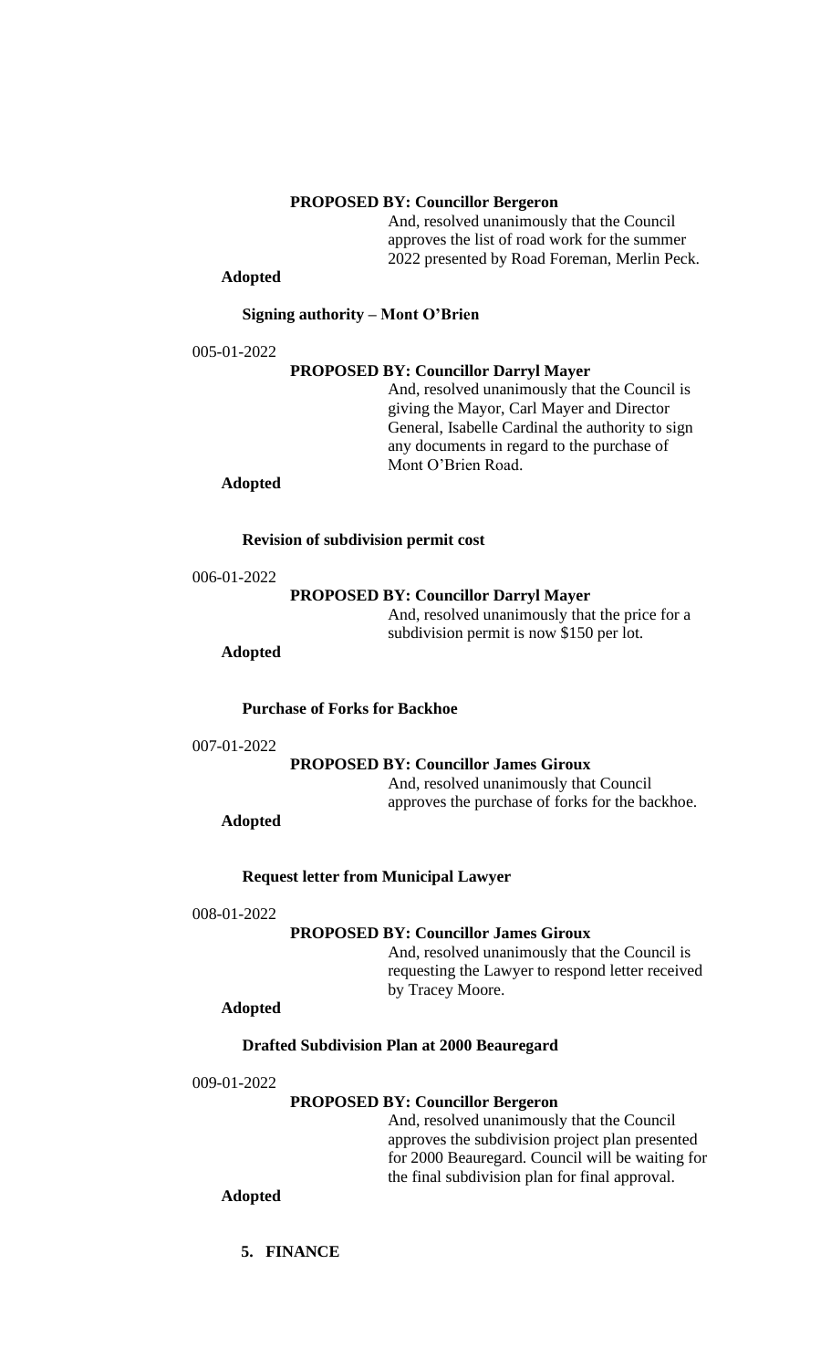**PROPOSED BY: Councillor Bergeron**

And, resolved unanimously that the Council approves the list of road work for the summer 2022 presented by Road Foreman, Merlin Peck.

**Adopted**

**Signing authority – Mont O'Brien**

005-01-2022

**PROPOSED BY: Councillor Darryl Mayer**

And, resolved unanimously that the Council is giving the Mayor, Carl Mayer and Director General, Isabelle Cardinal the authority to sign any documents in regard to the purchase of Mont O'Brien Road.

**Adopted**

**Revision of subdivision permit cost**

006-01-2022

**PROPOSED BY: Councillor Darryl Mayer**

And, resolved unanimously that the price for a subdivision permit is now $150 per lot.

**Adopted**

**Purchase of Forks for Backhoe**

007-01-2022

**PROPOSED BY: Councillor James Giroux**

And, resolved unanimously that Council approves the purchase of forks for the backhoe.

**Adopted**

**Request letter from Municipal Lawyer**

008-01-2022

**PROPOSED BY: Councillor James Giroux**

And, resolved unanimously that the Council is requesting the Lawyer to respond letter received by Tracey Moore.

**Adopted**

**Drafted Subdivision Plan at 2000 Beauregard**

009-01-2022

**PROPOSED BY: Councillor Bergeron**

And, resolved unanimously that the Council approves the subdivision project plan presented for 2000 Beauregard. Council will be waiting for the final subdivision plan for final approval.

**Adopted**

5. **FINANCE**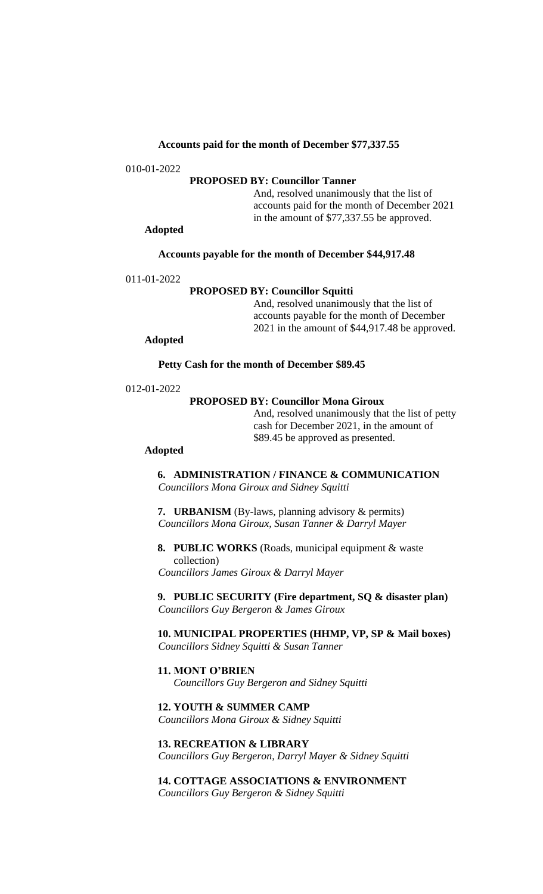**Accounts paid for the month of December $77,337.55**

010-01-2022

**PROPOSED BY: Councillor Tanner**

And, resolved unanimously that the list of accounts paid for the month of December 2021 in the amount of $77,337.55 be approved.

**Adopted**

**Accounts payable for the month of December $44,917.48**

011-01-2022

**PROPOSED BY: Councillor Squitti**

And, resolved unanimously that the list of accounts payable for the month of December 2021 in the amount of $44,917.48 be approved.

**Adopted**

**Petty Cash for the month of December $89.45**

012-01-2022

**PROPOSED BY: Councillor Mona Giroux**

And, resolved unanimously that the list of petty cash for December 2021, in the amount of $89.45 be approved as presented.

**Adopted**

**6. ADMINISTRATION / FINANCE & COMMUNICATION**
*Councillors Mona Giroux and Sidney Squitti*

**7. URBANISM** (By-laws, planning advisory & permits)
*Councillors Mona Giroux, Susan Tanner & Darryl Mayer*

**8. PUBLIC WORKS** (Roads, municipal equipment & waste collection)
*Councillors James Giroux & Darryl Mayer*

**9. PUBLIC SECURITY (Fire department, SQ & disaster plan)**
*Councillors Guy Bergeron & James Giroux*

**10. MUNICIPAL PROPERTIES (HHMP, VP, SP & Mail boxes)**
*Councillors Sidney Squitti & Susan Tanner*

**11. MONT O'BRIEN**
*Councillors Guy Bergeron and Sidney Squitti*

**12. YOUTH & SUMMER CAMP**
*Councillors Mona Giroux & Sidney Squitti*

**13. RECREATION & LIBRARY**
*Councillors Guy Bergeron, Darryl Mayer & Sidney Squitti*

**14. COTTAGE ASSOCIATIONS & ENVIRONMENT**
*Councillors Guy Bergeron & Sidney Squitti*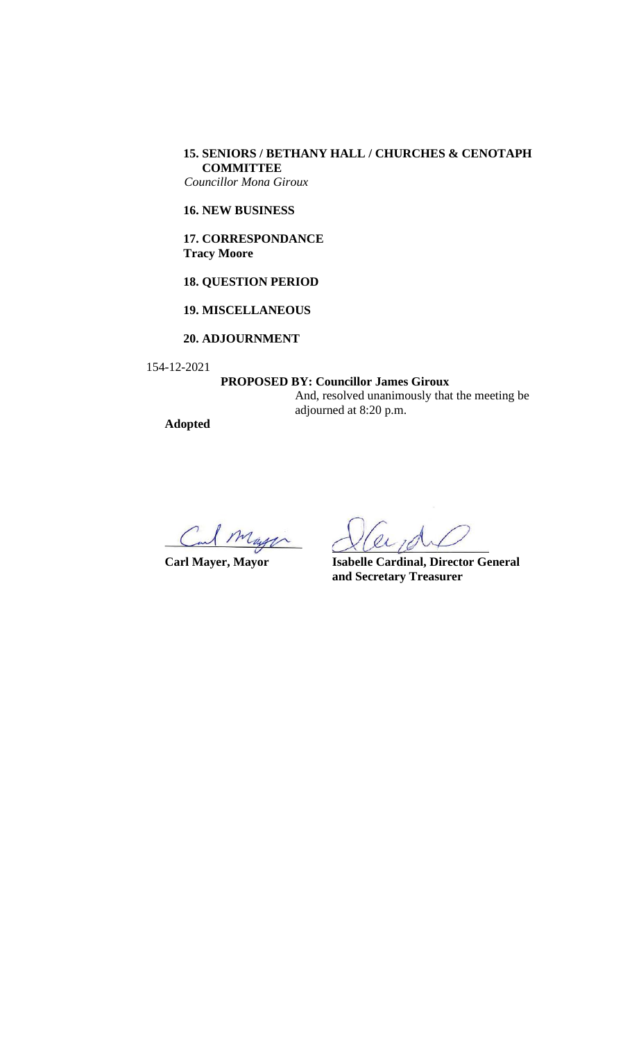**15. SENIORS / BETHANY HALL / CHURCHES & CENOTAPH COMMITTEE**
*Councillor Mona Giroux*

**16. NEW BUSINESS**

**17. CORRESPONDANCE**
**Tracy Moore**

**18. QUESTION PERIOD**

**19. MISCELLANEOUS**

**20. ADJOURNMENT**

154-12-2021

**PROPOSED BY: Councillor James Giroux**
And, resolved unanimously that the meeting be adjourned at 8:20 p.m.

**Adopted**

**Carl Mayer, Mayor**

**Isabelle Cardinal, Director General and Secretary Treasurer**